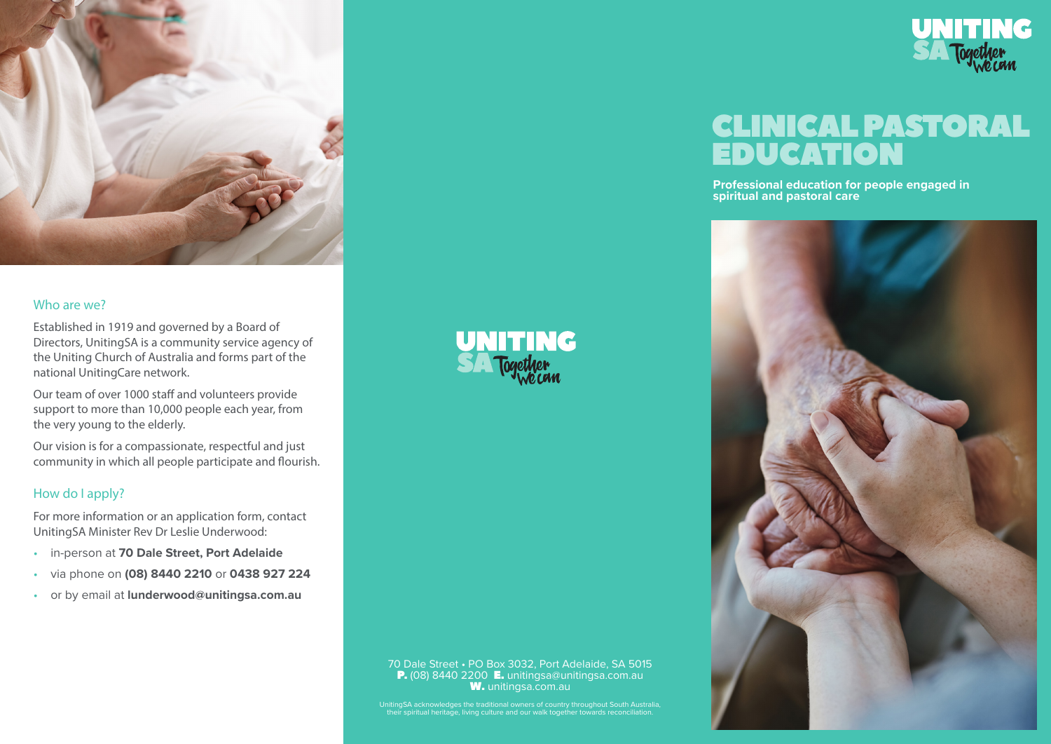## Who are we?

Established in 1919 and governed by a Board of Directors, UnitingSA is a community service agency of the Uniting Church of Australia and forms part of the national UnitingCare network.

Our team of over 1000 staff and volunteers provide support to more than 10,000 people each year, from the very young to the elderly.

Our vision is for a compassionate, respectful and just community in which all people participate and flourish.

## How do I apply?

For more information or an application form, contact UnitingSA Minister Rev Dr Leslie Underwood:

- in-person at **70 Dale Street, Port Adelaide**
- via phone on **(08) 8440 2210** or **0438 927 224**
- or by email at **lunderwood@unitingsa.com.au**

UNITING SA Together we can

70 Dale Street • PO Box 3032, Port Adelaide, SA 5015
**P.** (08) 8440 2200 **E.** unitingsa@unitingsa.com.au
**W.** unitingsa.com.au

UnitingSA acknowledges the traditional owners of country throughout South Australia, their spiritual heritage, living culture and our walk together towards reconciliation.

UNITING SA Together we can

# CLINICAL PASTORAL EDUCATION

**Professional education for people engaged in spiritual and pastoral care**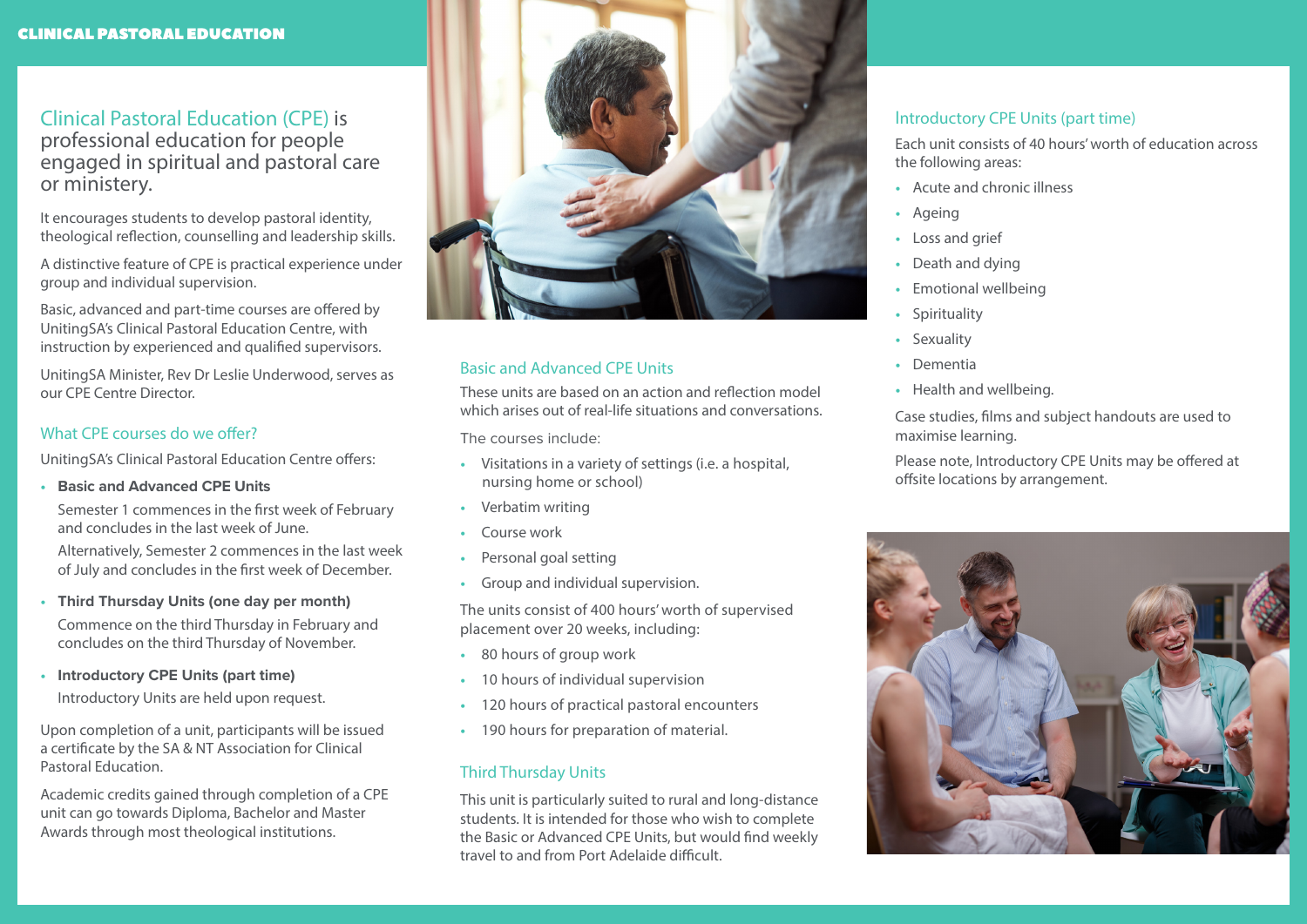CLINICAL PASTORAL EDUCATION

# Clinical Pastoral Education (CPE) is professional education for people engaged in spiritual and pastoral care or ministery.

It encourages students to develop pastoral identity, theological reflection, counselling and leadership skills.

A distinctive feature of CPE is practical experience under group and individual supervision.

Basic, advanced and part-time courses are offered by UnitingSA's Clinical Pastoral Education Centre, with instruction by experienced and qualified supervisors.

UnitingSA Minister, Rev Dr Leslie Underwood, serves as our CPE Centre Director.

## What CPE courses do we offer?

UnitingSA's Clinical Pastoral Education Centre offers:

- **Basic and Advanced CPE Units**

  Semester 1 commences in the first week of February and concludes in the last week of June.

  Alternatively, Semester 2 commences in the last week of July and concludes in the first week of December.

- **Third Thursday Units (one day per month)**

  Commence on the third Thursday in February and concludes on the third Thursday of November.

- **Introductory CPE Units (part time)**

  Introductory Units are held upon request.

Upon completion of a unit, participants will be issued a certificate by the SA & NT Association for Clinical Pastoral Education.

Academic credits gained through completion of a CPE unit can go towards Diploma, Bachelor and Master Awards through most theological institutions.

## Basic and Advanced CPE Units

These units are based on an action and reflection model which arises out of real-life situations and conversations.

The courses include:

- Visitations in a variety of settings (i.e. a hospital, nursing home or school)
- Verbatim writing
- Course work
- Personal goal setting
- Group and individual supervision.

The units consist of 400 hours' worth of supervised placement over 20 weeks, including:

- 80 hours of group work
- 10 hours of individual supervision
- 120 hours of practical pastoral encounters
- 190 hours for preparation of material.

## Third Thursday Units

This unit is particularly suited to rural and long-distance students. It is intended for those who wish to complete the Basic or Advanced CPE Units, but would find weekly travel to and from Port Adelaide difficult.

## Introductory CPE Units (part time)

Each unit consists of 40 hours' worth of education across the following areas:

- Acute and chronic illness
- Ageing
- Loss and grief
- Death and dying
- Emotional wellbeing
- Spirituality
- Sexuality
- Dementia
- Health and wellbeing.

Case studies, films and subject handouts are used to maximise learning.

Please note, Introductory CPE Units may be offered at offsite locations by arrangement.